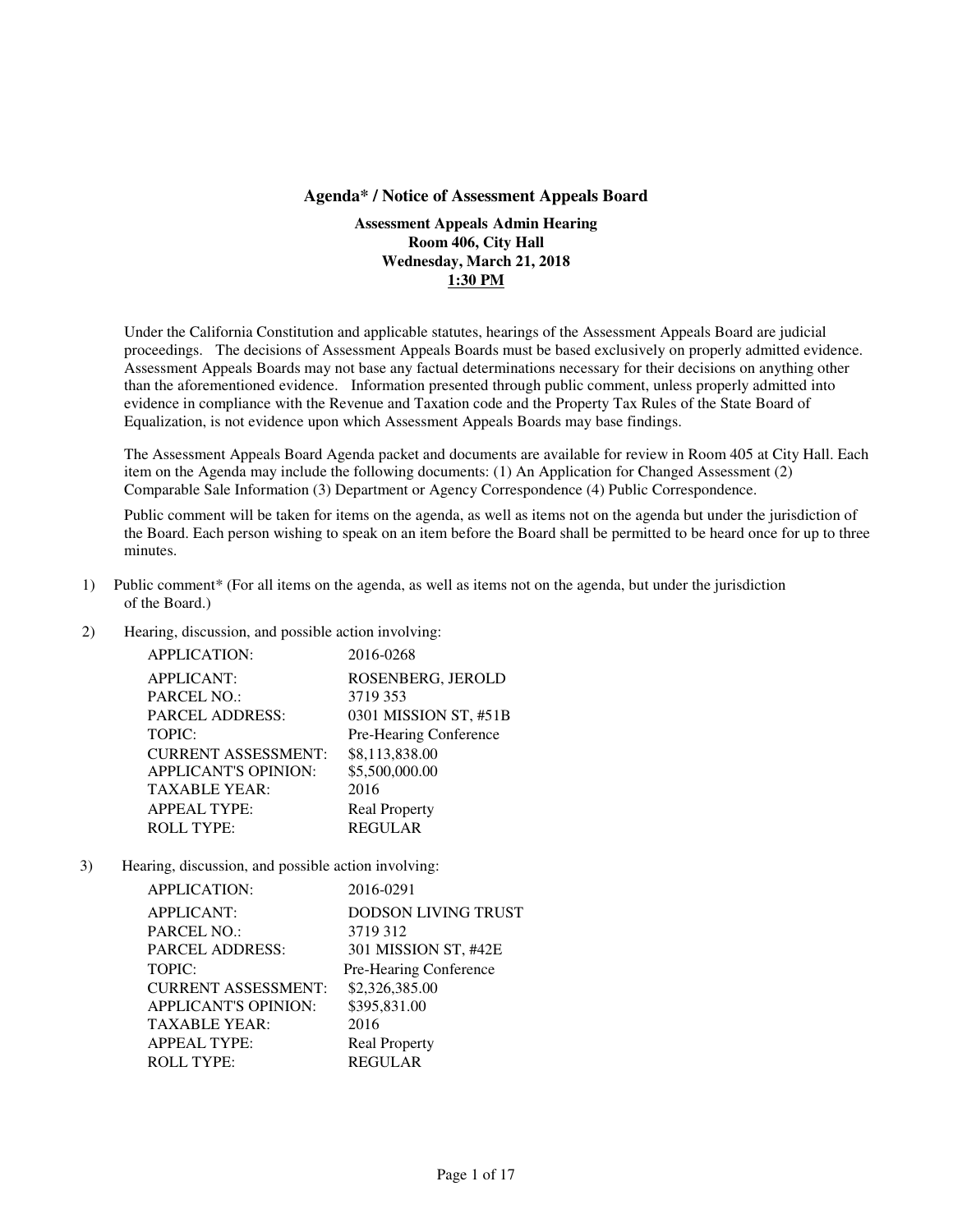# Agenda* / Notice of Assessment Appeals Board

**Assessment Appeals Admin Hearing**
**Room 406, City Hall**
**Wednesday, March 21, 2018**
**1:30 PM**

Under the California Constitution and applicable statutes, hearings of the Assessment Appeals Board are judicial proceedings. The decisions of Assessment Appeals Boards must be based exclusively on properly admitted evidence. Assessment Appeals Boards may not base any factual determinations necessary for their decisions on anything other than the aforementioned evidence. Information presented through public comment, unless properly admitted into evidence in compliance with the Revenue and Taxation code and the Property Tax Rules of the State Board of Equalization, is not evidence upon which Assessment Appeals Boards may base findings.

The Assessment Appeals Board Agenda packet and documents are available for review in Room 405 at City Hall. Each item on the Agenda may include the following documents: (1) An Application for Changed Assessment (2) Comparable Sale Information (3) Department or Agency Correspondence (4) Public Correspondence.

Public comment will be taken for items on the agenda, as well as items not on the agenda but under the jurisdiction of the Board. Each person wishing to speak on an item before the Board shall be permitted to be heard once for up to three minutes.

1) Public comment* (For all items on the agenda, as well as items not on the agenda, but under the jurisdiction of the Board.)

2) Hearing, discussion, and possible action involving:

| | |
|---|---|
| APPLICATION: | 2016-0268 |
| APPLICANT: | ROSENBERG, JEROLD |
| PARCEL NO.: | 3719 353 |
| PARCEL ADDRESS: | 0301 MISSION ST, #51B |
| TOPIC: | Pre-Hearing Conference |
| CURRENT ASSESSMENT: | $8,113,838.00 |
| APPLICANT'S OPINION: | $5,500,000.00 |
| TAXABLE YEAR: | 2016 |
| APPEAL TYPE: | Real Property |
| ROLL TYPE: | REGULAR |

3) Hearing, discussion, and possible action involving:

| | |
|---|---|
| APPLICATION: | 2016-0291 |
| APPLICANT: | DODSON LIVING TRUST |
| PARCEL NO.: | 3719 312 |
| PARCEL ADDRESS: | 301 MISSION ST, #42E |
| TOPIC: | Pre-Hearing Conference |
| CURRENT ASSESSMENT: | $2,326,385.00 |
| APPLICANT'S OPINION: | $395,831.00 |
| TAXABLE YEAR: | 2016 |
| APPEAL TYPE: | Real Property |
| ROLL TYPE: | REGULAR |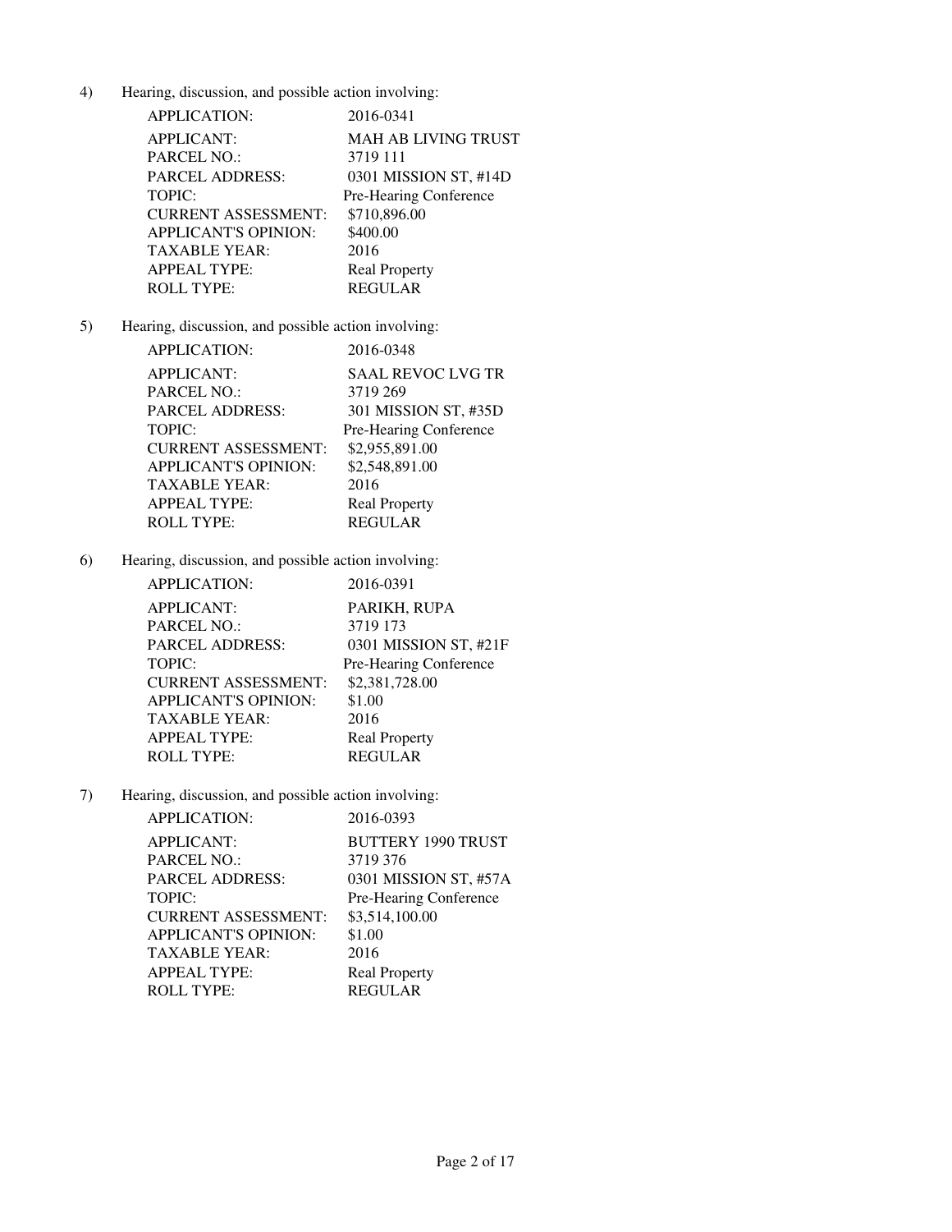4) Hearing, discussion, and possible action involving:

| | |
|---|---|
| APPLICATION: | 2016-0341 |
| APPLICANT: | MAH AB LIVING TRUST |
| PARCEL NO.: | 3719 111 |
| PARCEL ADDRESS: | 0301 MISSION ST, #14D |
| TOPIC: | Pre-Hearing Conference |
| CURRENT ASSESSMENT: | $710,896.00 |
| APPLICANT'S OPINION: | $400.00 |
| TAXABLE YEAR: | 2016 |
| APPEAL TYPE: | Real Property |
| ROLL TYPE: | REGULAR |

5) Hearing, discussion, and possible action involving:

| | |
|---|---|
| APPLICATION: | 2016-0348 |
| APPLICANT: | SAAL REVOC LVG TR |
| PARCEL NO.: | 3719 269 |
| PARCEL ADDRESS: | 301 MISSION ST, #35D |
| TOPIC: | Pre-Hearing Conference |
| CURRENT ASSESSMENT: | $2,955,891.00 |
| APPLICANT'S OPINION: | $2,548,891.00 |
| TAXABLE YEAR: | 2016 |
| APPEAL TYPE: | Real Property |
| ROLL TYPE: | REGULAR |

6) Hearing, discussion, and possible action involving:

| | |
|---|---|
| APPLICATION: | 2016-0391 |
| APPLICANT: | PARIKH, RUPA |
| PARCEL NO.: | 3719 173 |
| PARCEL ADDRESS: | 0301 MISSION ST, #21F |
| TOPIC: | Pre-Hearing Conference |
| CURRENT ASSESSMENT: | $2,381,728.00 |
| APPLICANT'S OPINION: | $1.00 |
| TAXABLE YEAR: | 2016 |
| APPEAL TYPE: | Real Property |
| ROLL TYPE: | REGULAR |

7) Hearing, discussion, and possible action involving:

| | |
|---|---|
| APPLICATION: | 2016-0393 |
| APPLICANT: | BUTTERY 1990 TRUST |
| PARCEL NO.: | 3719 376 |
| PARCEL ADDRESS: | 0301 MISSION ST, #57A |
| TOPIC: | Pre-Hearing Conference |
| CURRENT ASSESSMENT: | $3,514,100.00 |
| APPLICANT'S OPINION: | $1.00 |
| TAXABLE YEAR: | 2016 |
| APPEAL TYPE: | Real Property |
| ROLL TYPE: | REGULAR |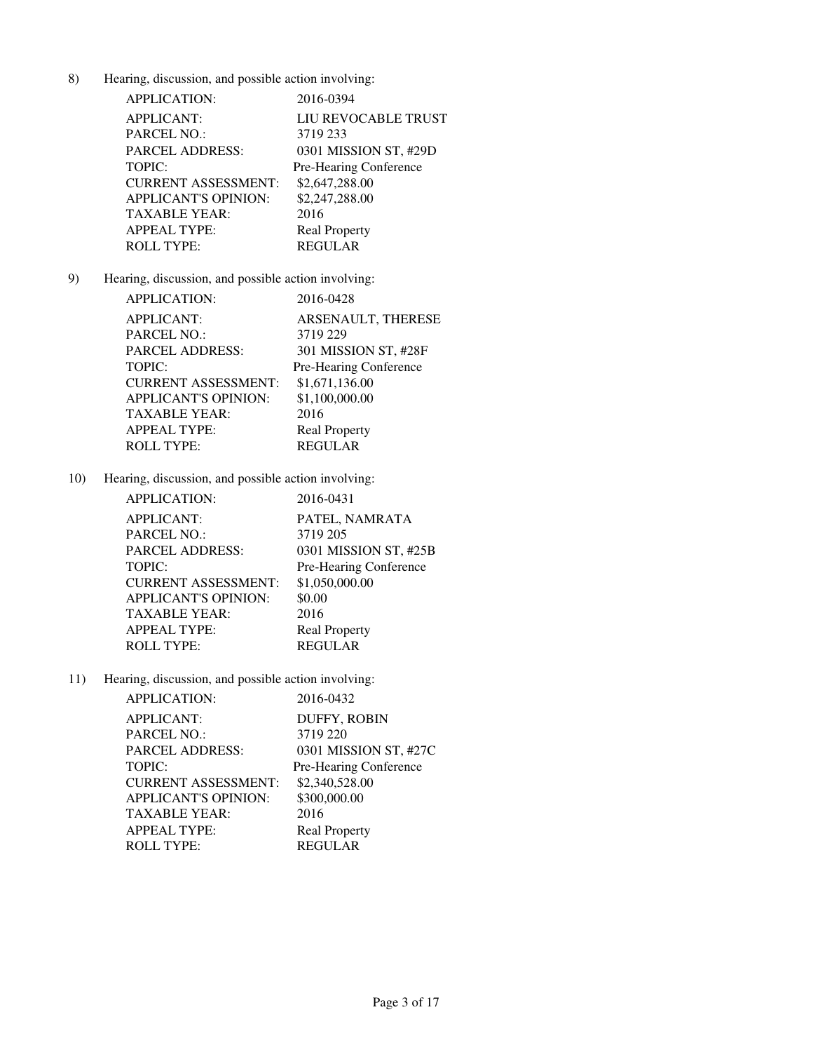8) Hearing, discussion, and possible action involving:

| | |
|---|---|
| APPLICATION: | 2016-0394 |
| APPLICANT: | LIU REVOCABLE TRUST |
| PARCEL NO.: | 3719 233 |
| PARCEL ADDRESS: | 0301 MISSION ST, #29D |
| TOPIC: | Pre-Hearing Conference |
| CURRENT ASSESSMENT: | $2,647,288.00 |
| APPLICANT'S OPINION: | $2,247,288.00 |
| TAXABLE YEAR: | 2016 |
| APPEAL TYPE: | Real Property |
| ROLL TYPE: | REGULAR |

9) Hearing, discussion, and possible action involving:

| | |
|---|---|
| APPLICATION: | 2016-0428 |
| APPLICANT: | ARSENAULT, THERESE |
| PARCEL NO.: | 3719 229 |
| PARCEL ADDRESS: | 301 MISSION ST, #28F |
| TOPIC: | Pre-Hearing Conference |
| CURRENT ASSESSMENT: | $1,671,136.00 |
| APPLICANT'S OPINION: | $1,100,000.00 |
| TAXABLE YEAR: | 2016 |
| APPEAL TYPE: | Real Property |
| ROLL TYPE: | REGULAR |

10) Hearing, discussion, and possible action involving:

| | |
|---|---|
| APPLICATION: | 2016-0431 |
| APPLICANT: | PATEL, NAMRATA |
| PARCEL NO.: | 3719 205 |
| PARCEL ADDRESS: | 0301 MISSION ST, #25B |
| TOPIC: | Pre-Hearing Conference |
| CURRENT ASSESSMENT: | $1,050,000.00 |
| APPLICANT'S OPINION: | $0.00 |
| TAXABLE YEAR: | 2016 |
| APPEAL TYPE: | Real Property |
| ROLL TYPE: | REGULAR |

11) Hearing, discussion, and possible action involving:

| | |
|---|---|
| APPLICATION: | 2016-0432 |
| APPLICANT: | DUFFY, ROBIN |
| PARCEL NO.: | 3719 220 |
| PARCEL ADDRESS: | 0301 MISSION ST, #27C |
| TOPIC: | Pre-Hearing Conference |
| CURRENT ASSESSMENT: | $2,340,528.00 |
| APPLICANT'S OPINION: | $300,000.00 |
| TAXABLE YEAR: | 2016 |
| APPEAL TYPE: | Real Property |
| ROLL TYPE: | REGULAR |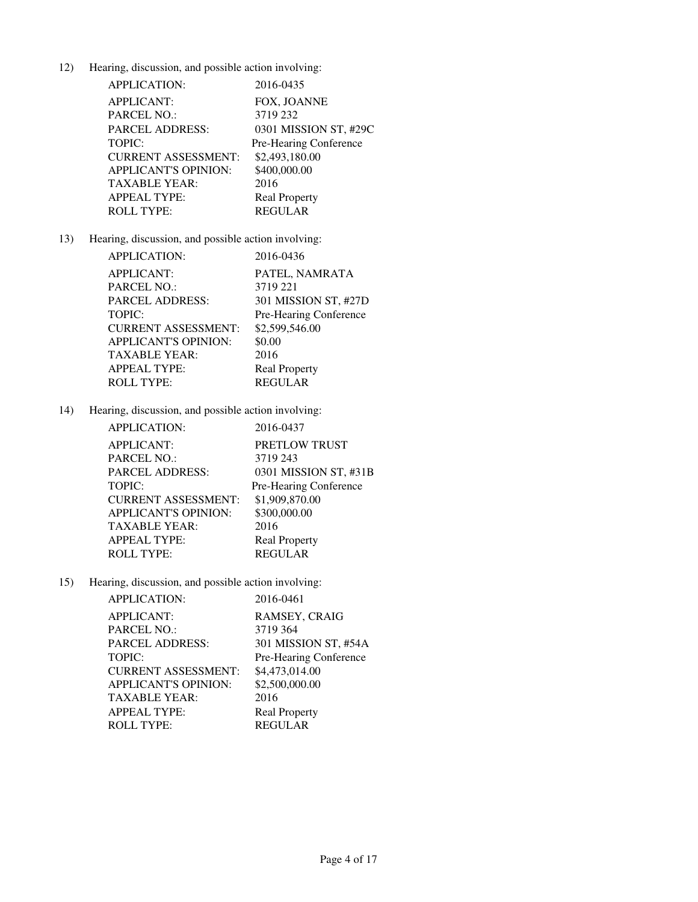12) Hearing, discussion, and possible action involving:

| | |
|---|---|
| APPLICATION: | 2016-0435 |
| APPLICANT: | FOX, JOANNE |
| PARCEL NO.: | 3719 232 |
| PARCEL ADDRESS: | 0301 MISSION ST, #29C |
| TOPIC: | Pre-Hearing Conference |
| CURRENT ASSESSMENT: | $2,493,180.00 |
| APPLICANT'S OPINION: | $400,000.00 |
| TAXABLE YEAR: | 2016 |
| APPEAL TYPE: | Real Property |
| ROLL TYPE: | REGULAR |

13) Hearing, discussion, and possible action involving:

| | |
|---|---|
| APPLICATION: | 2016-0436 |
| APPLICANT: | PATEL, NAMRATA |
| PARCEL NO.: | 3719 221 |
| PARCEL ADDRESS: | 301 MISSION ST, #27D |
| TOPIC: | Pre-Hearing Conference |
| CURRENT ASSESSMENT: | $2,599,546.00 |
| APPLICANT'S OPINION: | $0.00 |
| TAXABLE YEAR: | 2016 |
| APPEAL TYPE: | Real Property |
| ROLL TYPE: | REGULAR |

14) Hearing, discussion, and possible action involving:

| | |
|---|---|
| APPLICATION: | 2016-0437 |
| APPLICANT: | PRETLOW TRUST |
| PARCEL NO.: | 3719 243 |
| PARCEL ADDRESS: | 0301 MISSION ST, #31B |
| TOPIC: | Pre-Hearing Conference |
| CURRENT ASSESSMENT: | $1,909,870.00 |
| APPLICANT'S OPINION: | $300,000.00 |
| TAXABLE YEAR: | 2016 |
| APPEAL TYPE: | Real Property |
| ROLL TYPE: | REGULAR |

15) Hearing, discussion, and possible action involving:

| | |
|---|---|
| APPLICATION: | 2016-0461 |
| APPLICANT: | RAMSEY, CRAIG |
| PARCEL NO.: | 3719 364 |
| PARCEL ADDRESS: | 301 MISSION ST, #54A |
| TOPIC: | Pre-Hearing Conference |
| CURRENT ASSESSMENT: | $4,473,014.00 |
| APPLICANT'S OPINION: | $2,500,000.00 |
| TAXABLE YEAR: | 2016 |
| APPEAL TYPE: | Real Property |
| ROLL TYPE: | REGULAR |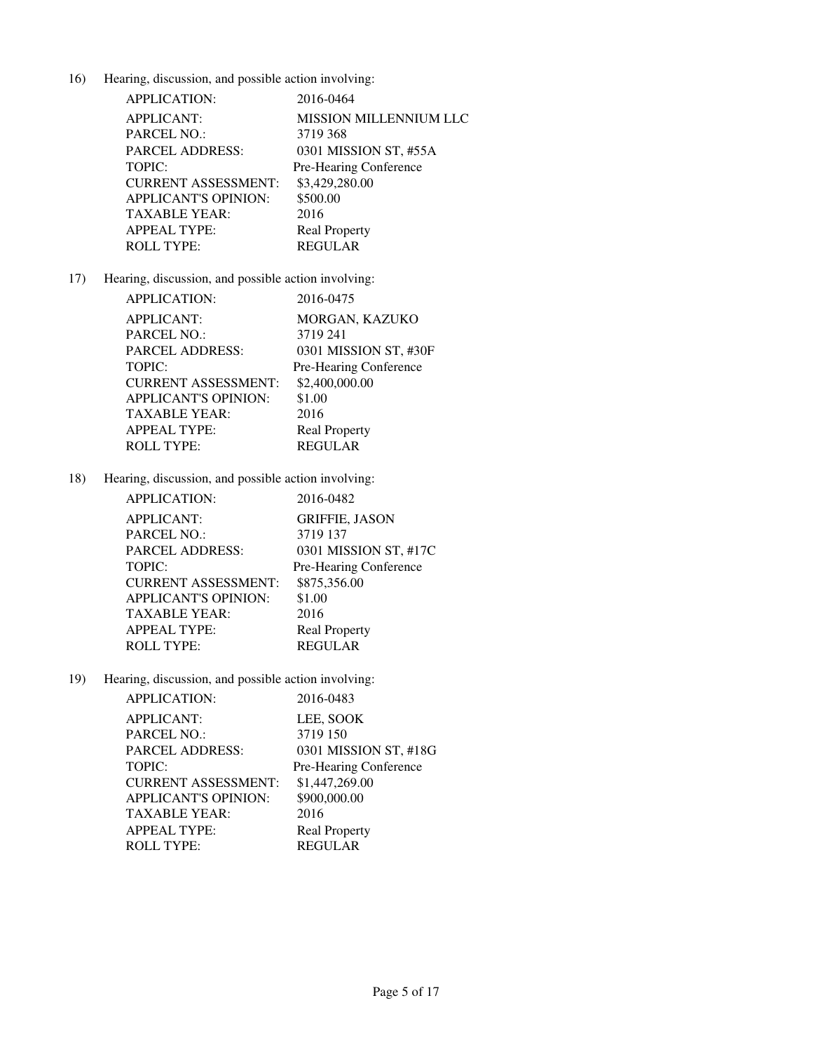16) Hearing, discussion, and possible action involving:

| | |
|---|---|
| APPLICATION: | 2016-0464 |
| APPLICANT: | MISSION MILLENNIUM LLC |
| PARCEL NO.: | 3719 368 |
| PARCEL ADDRESS: | 0301 MISSION ST, #55A |
| TOPIC: | Pre-Hearing Conference |
| CURRENT ASSESSMENT: | $3,429,280.00 |
| APPLICANT'S OPINION: | $500.00 |
| TAXABLE YEAR: | 2016 |
| APPEAL TYPE: | Real Property |
| ROLL TYPE: | REGULAR |

17) Hearing, discussion, and possible action involving:

| | |
|---|---|
| APPLICATION: | 2016-0475 |
| APPLICANT: | MORGAN, KAZUKO |
| PARCEL NO.: | 3719 241 |
| PARCEL ADDRESS: | 0301 MISSION ST, #30F |
| TOPIC: | Pre-Hearing Conference |
| CURRENT ASSESSMENT: | $2,400,000.00 |
| APPLICANT'S OPINION: | $1.00 |
| TAXABLE YEAR: | 2016 |
| APPEAL TYPE: | Real Property |
| ROLL TYPE: | REGULAR |

18) Hearing, discussion, and possible action involving:

| | |
|---|---|
| APPLICATION: | 2016-0482 |
| APPLICANT: | GRIFFIE, JASON |
| PARCEL NO.: | 3719 137 |
| PARCEL ADDRESS: | 0301 MISSION ST, #17C |
| TOPIC: | Pre-Hearing Conference |
| CURRENT ASSESSMENT: | $875,356.00 |
| APPLICANT'S OPINION: | $1.00 |
| TAXABLE YEAR: | 2016 |
| APPEAL TYPE: | Real Property |
| ROLL TYPE: | REGULAR |

19) Hearing, discussion, and possible action involving:

| | |
|---|---|
| APPLICATION: | 2016-0483 |
| APPLICANT: | LEE, SOOK |
| PARCEL NO.: | 3719 150 |
| PARCEL ADDRESS: | 0301 MISSION ST, #18G |
| TOPIC: | Pre-Hearing Conference |
| CURRENT ASSESSMENT: | $1,447,269.00 |
| APPLICANT'S OPINION: | $900,000.00 |
| TAXABLE YEAR: | 2016 |
| APPEAL TYPE: | Real Property |
| ROLL TYPE: | REGULAR |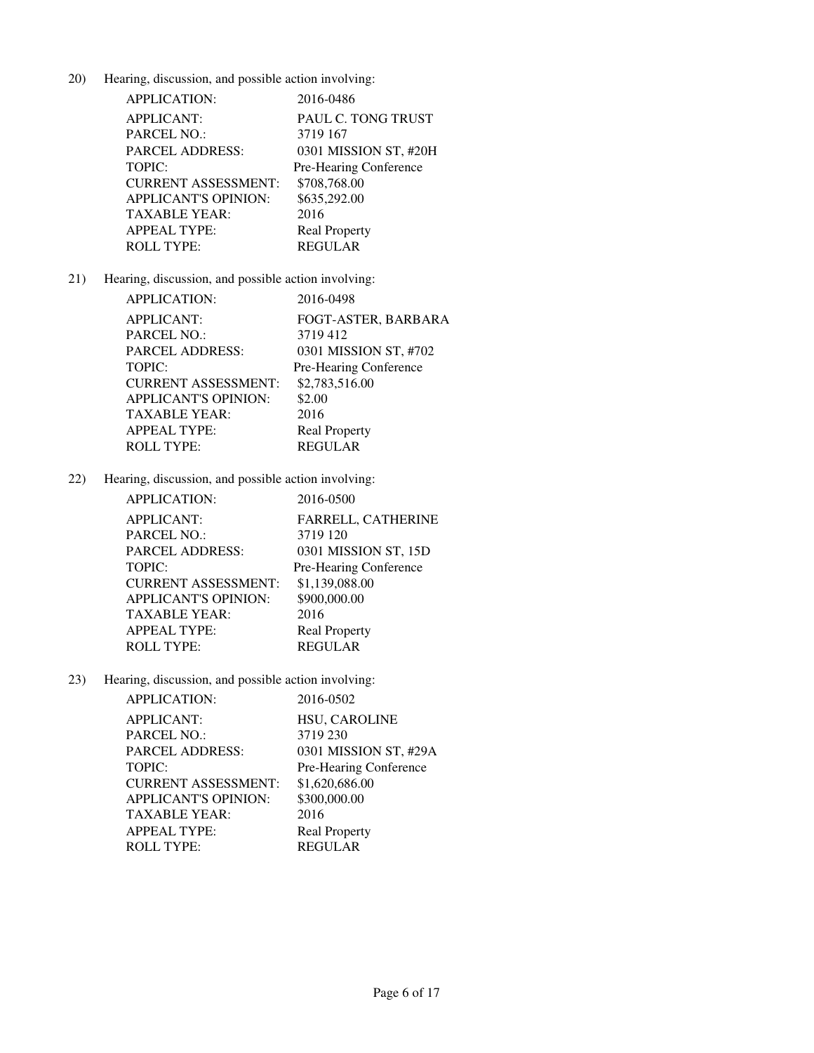20) Hearing, discussion, and possible action involving:

| | |
|---|---|
| APPLICATION: | 2016-0486 |
| APPLICANT: | PAUL C. TONG TRUST |
| PARCEL NO.: | 3719 167 |
| PARCEL ADDRESS: | 0301 MISSION ST, #20H |
| TOPIC: | Pre-Hearing Conference |
| CURRENT ASSESSMENT: | $708,768.00 |
| APPLICANT'S OPINION: | $635,292.00 |
| TAXABLE YEAR: | 2016 |
| APPEAL TYPE: | Real Property |
| ROLL TYPE: | REGULAR |

21) Hearing, discussion, and possible action involving:

| | |
|---|---|
| APPLICATION: | 2016-0498 |
| APPLICANT: | FOGT-ASTER, BARBARA |
| PARCEL NO.: | 3719 412 |
| PARCEL ADDRESS: | 0301 MISSION ST, #702 |
| TOPIC: | Pre-Hearing Conference |
| CURRENT ASSESSMENT: | $2,783,516.00 |
| APPLICANT'S OPINION: | $2.00 |
| TAXABLE YEAR: | 2016 |
| APPEAL TYPE: | Real Property |
| ROLL TYPE: | REGULAR |

22) Hearing, discussion, and possible action involving:

| | |
|---|---|
| APPLICATION: | 2016-0500 |
| APPLICANT: | FARRELL, CATHERINE |
| PARCEL NO.: | 3719 120 |
| PARCEL ADDRESS: | 0301 MISSION ST, 15D |
| TOPIC: | Pre-Hearing Conference |
| CURRENT ASSESSMENT: | $1,139,088.00 |
| APPLICANT'S OPINION: | $900,000.00 |
| TAXABLE YEAR: | 2016 |
| APPEAL TYPE: | Real Property |
| ROLL TYPE: | REGULAR |

23) Hearing, discussion, and possible action involving:

| | |
|---|---|
| APPLICATION: | 2016-0502 |
| APPLICANT: | HSU, CAROLINE |
| PARCEL NO.: | 3719 230 |
| PARCEL ADDRESS: | 0301 MISSION ST, #29A |
| TOPIC: | Pre-Hearing Conference |
| CURRENT ASSESSMENT: | $1,620,686.00 |
| APPLICANT'S OPINION: | $300,000.00 |
| TAXABLE YEAR: | 2016 |
| APPEAL TYPE: | Real Property |
| ROLL TYPE: | REGULAR |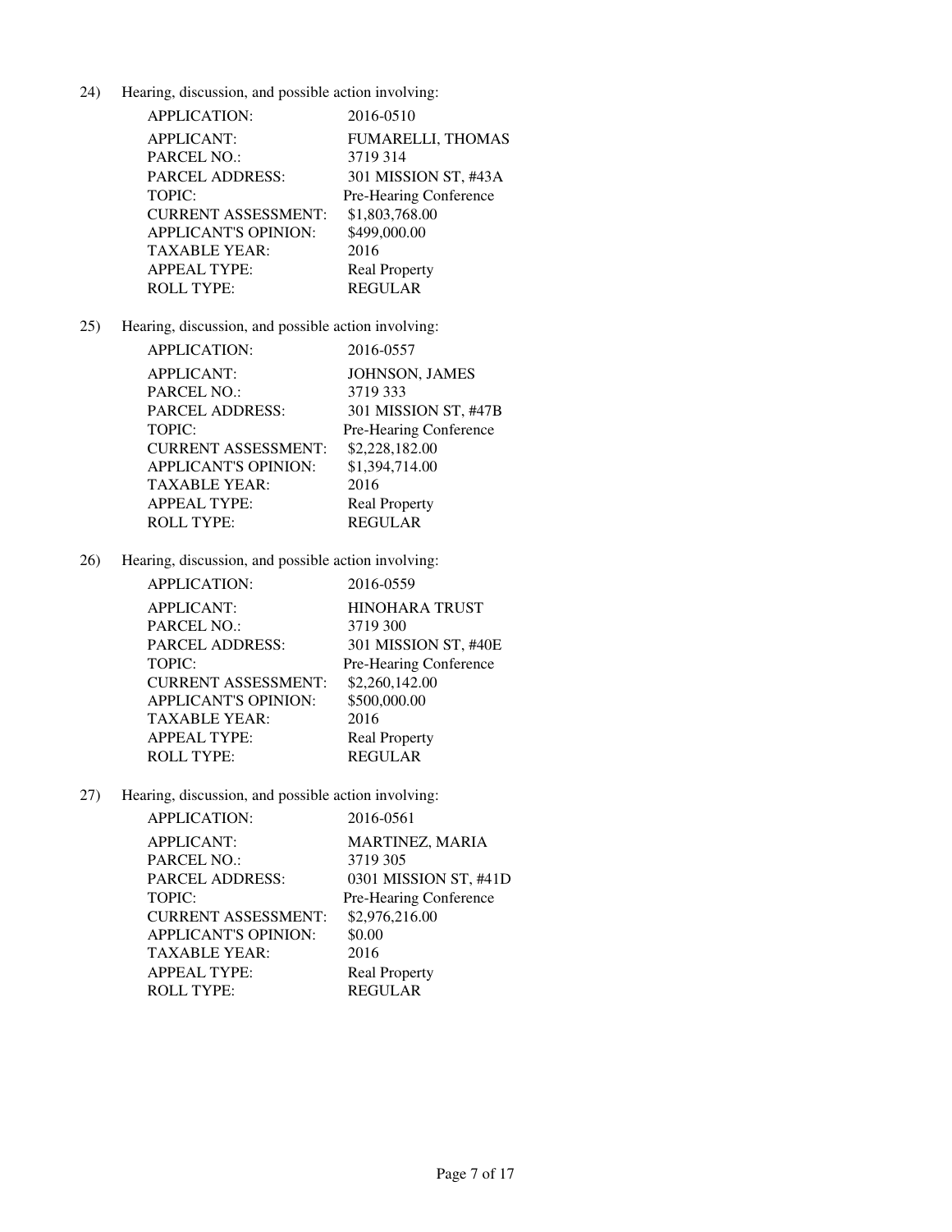24) Hearing, discussion, and possible action involving:

| | |
|---|---|
| APPLICATION: | 2016-0510 |
| APPLICANT: | FUMARELLI, THOMAS |
| PARCEL NO.: | 3719 314 |
| PARCEL ADDRESS: | 301 MISSION ST, #43A |
| TOPIC: | Pre-Hearing Conference |
| CURRENT ASSESSMENT: | $1,803,768.00 |
| APPLICANT'S OPINION: | $499,000.00 |
| TAXABLE YEAR: | 2016 |
| APPEAL TYPE: | Real Property |
| ROLL TYPE: | REGULAR |

25) Hearing, discussion, and possible action involving:

| | |
|---|---|
| APPLICATION: | 2016-0557 |
| APPLICANT: | JOHNSON, JAMES |
| PARCEL NO.: | 3719 333 |
| PARCEL ADDRESS: | 301 MISSION ST, #47B |
| TOPIC: | Pre-Hearing Conference |
| CURRENT ASSESSMENT: | $2,228,182.00 |
| APPLICANT'S OPINION: | $1,394,714.00 |
| TAXABLE YEAR: | 2016 |
| APPEAL TYPE: | Real Property |
| ROLL TYPE: | REGULAR |

26) Hearing, discussion, and possible action involving:

| | |
|---|---|
| APPLICATION: | 2016-0559 |
| APPLICANT: | HINOHARA TRUST |
| PARCEL NO.: | 3719 300 |
| PARCEL ADDRESS: | 301 MISSION ST, #40E |
| TOPIC: | Pre-Hearing Conference |
| CURRENT ASSESSMENT: | $2,260,142.00 |
| APPLICANT'S OPINION: | $500,000.00 |
| TAXABLE YEAR: | 2016 |
| APPEAL TYPE: | Real Property |
| ROLL TYPE: | REGULAR |

27) Hearing, discussion, and possible action involving:

| | |
|---|---|
| APPLICATION: | 2016-0561 |
| APPLICANT: | MARTINEZ, MARIA |
| PARCEL NO.: | 3719 305 |
| PARCEL ADDRESS: | 0301 MISSION ST, #41D |
| TOPIC: | Pre-Hearing Conference |
| CURRENT ASSESSMENT: | $2,976,216.00 |
| APPLICANT'S OPINION: | $0.00 |
| TAXABLE YEAR: | 2016 |
| APPEAL TYPE: | Real Property |
| ROLL TYPE: | REGULAR |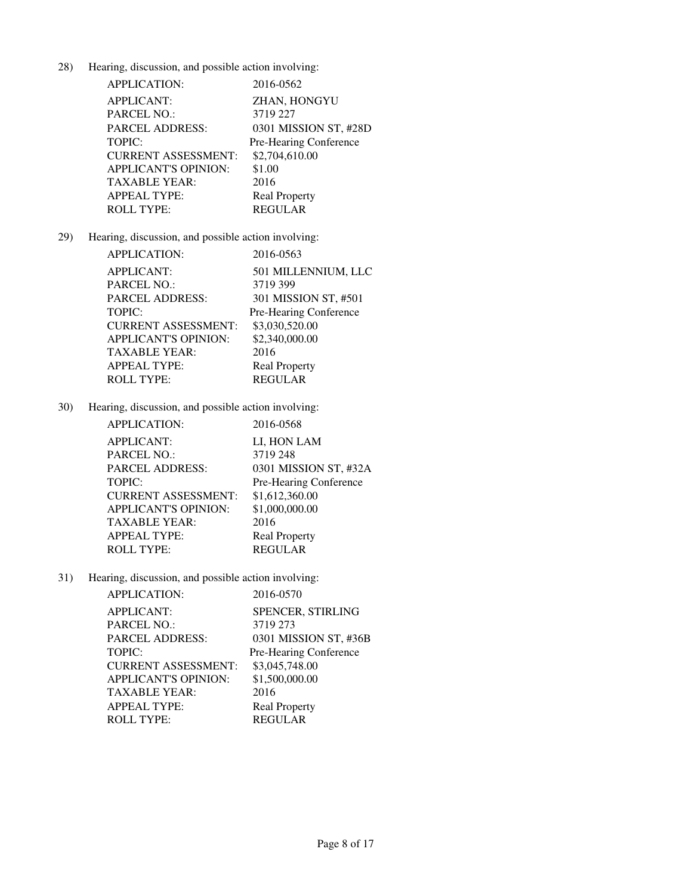28) Hearing, discussion, and possible action involving:

| | |
|---|---|
| APPLICATION: | 2016-0562 |
| APPLICANT: | ZHAN, HONGYU |
| PARCEL NO.: | 3719 227 |
| PARCEL ADDRESS: | 0301 MISSION ST, #28D |
| TOPIC: | Pre-Hearing Conference |
| CURRENT ASSESSMENT: | $2,704,610.00 |
| APPLICANT'S OPINION: | $1.00 |
| TAXABLE YEAR: | 2016 |
| APPEAL TYPE: | Real Property |
| ROLL TYPE: | REGULAR |

29) Hearing, discussion, and possible action involving:

| | |
|---|---|
| APPLICATION: | 2016-0563 |
| APPLICANT: | 501 MILLENNIUM, LLC |
| PARCEL NO.: | 3719 399 |
| PARCEL ADDRESS: | 301 MISSION ST, #501 |
| TOPIC: | Pre-Hearing Conference |
| CURRENT ASSESSMENT: | $3,030,520.00 |
| APPLICANT'S OPINION: | $2,340,000.00 |
| TAXABLE YEAR: | 2016 |
| APPEAL TYPE: | Real Property |
| ROLL TYPE: | REGULAR |

30) Hearing, discussion, and possible action involving:

| | |
|---|---|
| APPLICATION: | 2016-0568 |
| APPLICANT: | LI, HON LAM |
| PARCEL NO.: | 3719 248 |
| PARCEL ADDRESS: | 0301 MISSION ST, #32A |
| TOPIC: | Pre-Hearing Conference |
| CURRENT ASSESSMENT: | $1,612,360.00 |
| APPLICANT'S OPINION: | $1,000,000.00 |
| TAXABLE YEAR: | 2016 |
| APPEAL TYPE: | Real Property |
| ROLL TYPE: | REGULAR |

31) Hearing, discussion, and possible action involving:

| | |
|---|---|
| APPLICATION: | 2016-0570 |
| APPLICANT: | SPENCER, STIRLING |
| PARCEL NO.: | 3719 273 |
| PARCEL ADDRESS: | 0301 MISSION ST, #36B |
| TOPIC: | Pre-Hearing Conference |
| CURRENT ASSESSMENT: | $3,045,748.00 |
| APPLICANT'S OPINION: | $1,500,000.00 |
| TAXABLE YEAR: | 2016 |
| APPEAL TYPE: | Real Property |
| ROLL TYPE: | REGULAR |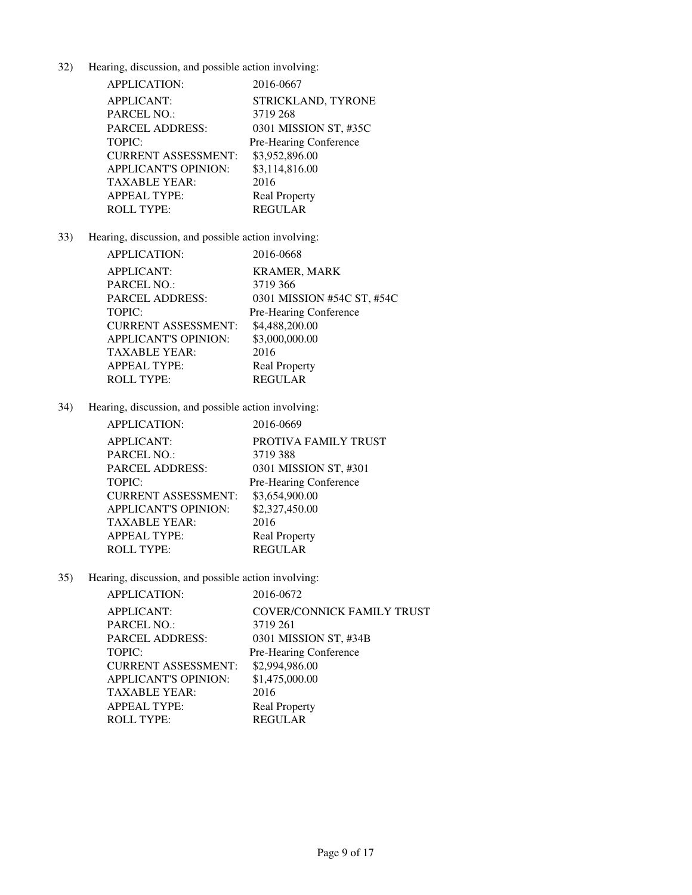32) Hearing, discussion, and possible action involving:

| | |
|---|---|
| APPLICATION: | 2016-0667 |
| APPLICANT: | STRICKLAND, TYRONE |
| PARCEL NO.: | 3719 268 |
| PARCEL ADDRESS: | 0301 MISSION ST, #35C |
| TOPIC: | Pre-Hearing Conference |
| CURRENT ASSESSMENT: | $3,952,896.00 |
| APPLICANT'S OPINION: | $3,114,816.00 |
| TAXABLE YEAR: | 2016 |
| APPEAL TYPE: | Real Property |
| ROLL TYPE: | REGULAR |

33) Hearing, discussion, and possible action involving:

| | |
|---|---|
| APPLICATION: | 2016-0668 |
| APPLICANT: | KRAMER, MARK |
| PARCEL NO.: | 3719 366 |
| PARCEL ADDRESS: | 0301 MISSION #54C ST, #54C |
| TOPIC: | Pre-Hearing Conference |
| CURRENT ASSESSMENT: | $4,488,200.00 |
| APPLICANT'S OPINION: | $3,000,000.00 |
| TAXABLE YEAR: | 2016 |
| APPEAL TYPE: | Real Property |
| ROLL TYPE: | REGULAR |

34) Hearing, discussion, and possible action involving:

| | |
|---|---|
| APPLICATION: | 2016-0669 |
| APPLICANT: | PROTIVA FAMILY TRUST |
| PARCEL NO.: | 3719 388 |
| PARCEL ADDRESS: | 0301 MISSION ST, #301 |
| TOPIC: | Pre-Hearing Conference |
| CURRENT ASSESSMENT: | $3,654,900.00 |
| APPLICANT'S OPINION: | $2,327,450.00 |
| TAXABLE YEAR: | 2016 |
| APPEAL TYPE: | Real Property |
| ROLL TYPE: | REGULAR |

35) Hearing, discussion, and possible action involving:

| | |
|---|---|
| APPLICATION: | 2016-0672 |
| APPLICANT: | COVER/CONNICK FAMILY TRUST |
| PARCEL NO.: | 3719 261 |
| PARCEL ADDRESS: | 0301 MISSION ST, #34B |
| TOPIC: | Pre-Hearing Conference |
| CURRENT ASSESSMENT: | $2,994,986.00 |
| APPLICANT'S OPINION: | $1,475,000.00 |
| TAXABLE YEAR: | 2016 |
| APPEAL TYPE: | Real Property |
| ROLL TYPE: | REGULAR |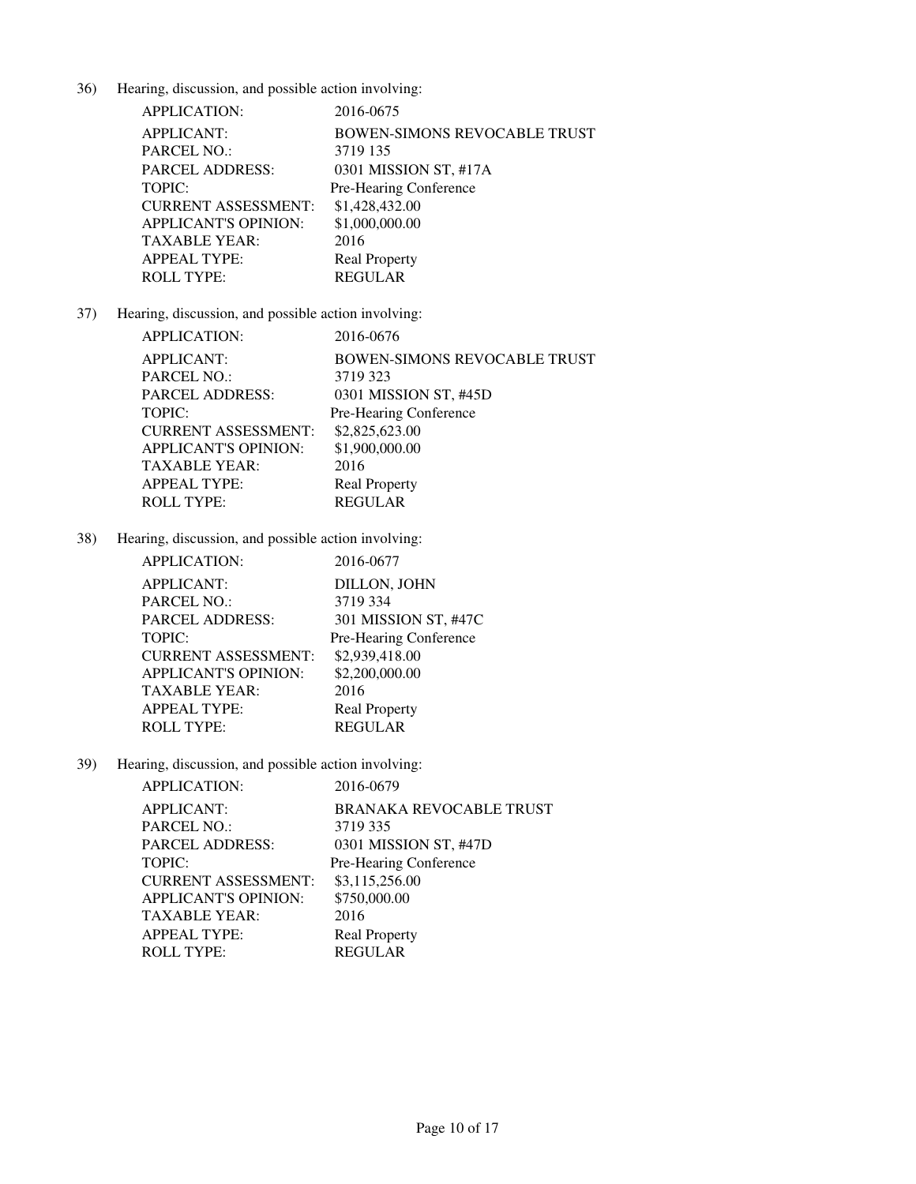36) Hearing, discussion, and possible action involving:

| | |
|---|---|
| APPLICATION: | 2016-0675 |
| APPLICANT: | BOWEN-SIMONS REVOCABLE TRUST |
| PARCEL NO.: | 3719 135 |
| PARCEL ADDRESS: | 0301 MISSION ST, #17A |
| TOPIC: | Pre-Hearing Conference |
| CURRENT ASSESSMENT: | $1,428,432.00 |
| APPLICANT'S OPINION: | $1,000,000.00 |
| TAXABLE YEAR: | 2016 |
| APPEAL TYPE: | Real Property |
| ROLL TYPE: | REGULAR |

37) Hearing, discussion, and possible action involving:

| | |
|---|---|
| APPLICATION: | 2016-0676 |
| APPLICANT: | BOWEN-SIMONS REVOCABLE TRUST |
| PARCEL NO.: | 3719 323 |
| PARCEL ADDRESS: | 0301 MISSION ST, #45D |
| TOPIC: | Pre-Hearing Conference |
| CURRENT ASSESSMENT: | $2,825,623.00 |
| APPLICANT'S OPINION: | $1,900,000.00 |
| TAXABLE YEAR: | 2016 |
| APPEAL TYPE: | Real Property |
| ROLL TYPE: | REGULAR |

38) Hearing, discussion, and possible action involving:

| | |
|---|---|
| APPLICATION: | 2016-0677 |
| APPLICANT: | DILLON, JOHN |
| PARCEL NO.: | 3719 334 |
| PARCEL ADDRESS: | 301 MISSION ST, #47C |
| TOPIC: | Pre-Hearing Conference |
| CURRENT ASSESSMENT: | $2,939,418.00 |
| APPLICANT'S OPINION: | $2,200,000.00 |
| TAXABLE YEAR: | 2016 |
| APPEAL TYPE: | Real Property |
| ROLL TYPE: | REGULAR |

39) Hearing, discussion, and possible action involving:

| | |
|---|---|
| APPLICATION: | 2016-0679 |
| APPLICANT: | BRANAKA REVOCABLE TRUST |
| PARCEL NO.: | 3719 335 |
| PARCEL ADDRESS: | 0301 MISSION ST, #47D |
| TOPIC: | Pre-Hearing Conference |
| CURRENT ASSESSMENT: | $3,115,256.00 |
| APPLICANT'S OPINION: | $750,000.00 |
| TAXABLE YEAR: | 2016 |
| APPEAL TYPE: | Real Property |
| ROLL TYPE: | REGULAR |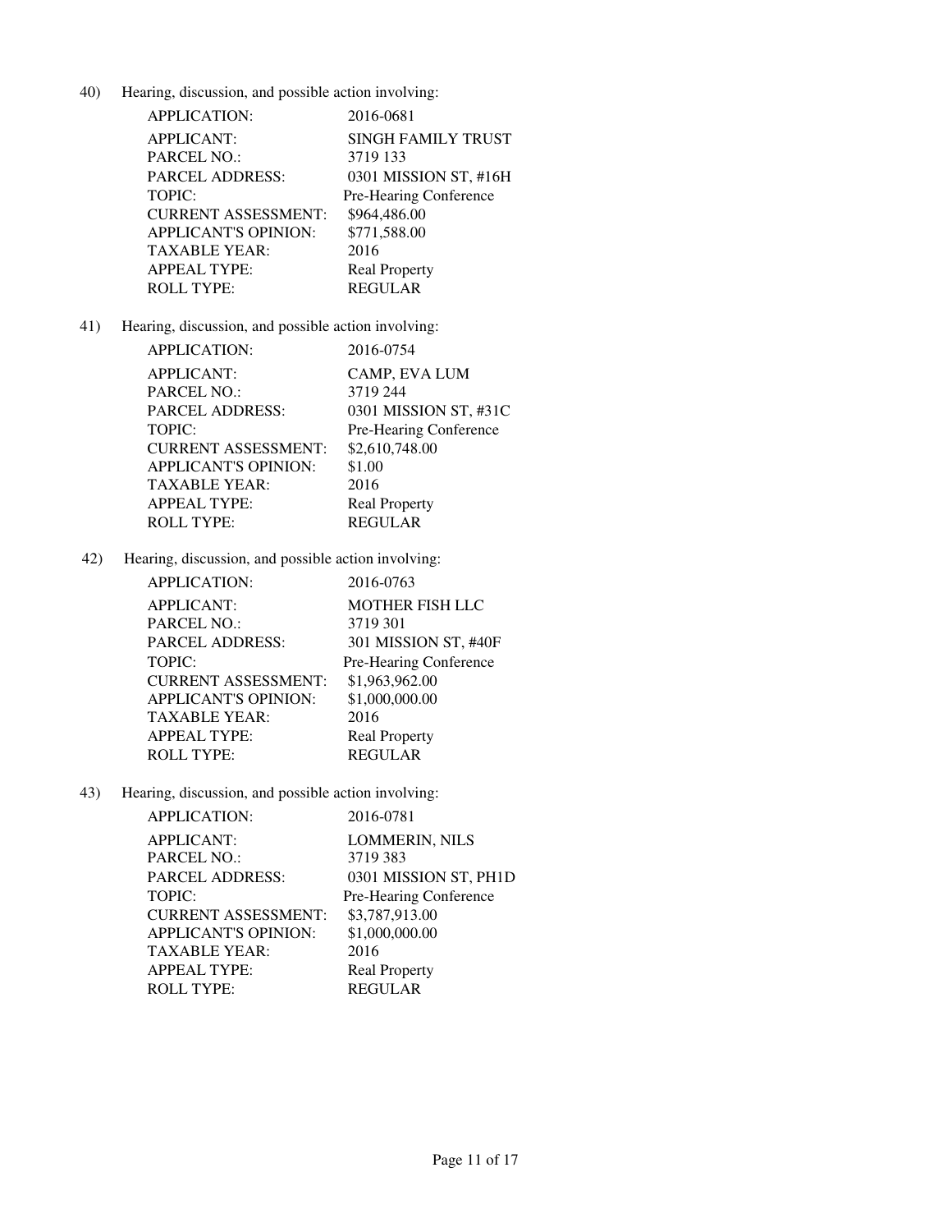40) Hearing, discussion, and possible action involving:

| | |
|---|---|
| APPLICATION: | 2016-0681 |
| APPLICANT: | SINGH FAMILY TRUST |
| PARCEL NO.: | 3719 133 |
| PARCEL ADDRESS: | 0301 MISSION ST, #16H |
| TOPIC: | Pre-Hearing Conference |
| CURRENT ASSESSMENT: | $964,486.00 |
| APPLICANT'S OPINION: | $771,588.00 |
| TAXABLE YEAR: | 2016 |
| APPEAL TYPE: | Real Property |
| ROLL TYPE: | REGULAR |

41) Hearing, discussion, and possible action involving:

| | |
|---|---|
| APPLICATION: | 2016-0754 |
| APPLICANT: | CAMP, EVA LUM |
| PARCEL NO.: | 3719 244 |
| PARCEL ADDRESS: | 0301 MISSION ST, #31C |
| TOPIC: | Pre-Hearing Conference |
| CURRENT ASSESSMENT: | $2,610,748.00 |
| APPLICANT'S OPINION: | $1.00 |
| TAXABLE YEAR: | 2016 |
| APPEAL TYPE: | Real Property |
| ROLL TYPE: | REGULAR |

42) Hearing, discussion, and possible action involving:

| | |
|---|---|
| APPLICATION: | 2016-0763 |
| APPLICANT: | MOTHER FISH LLC |
| PARCEL NO.: | 3719 301 |
| PARCEL ADDRESS: | 301 MISSION ST, #40F |
| TOPIC: | Pre-Hearing Conference |
| CURRENT ASSESSMENT: | $1,963,962.00 |
| APPLICANT'S OPINION: | $1,000,000.00 |
| TAXABLE YEAR: | 2016 |
| APPEAL TYPE: | Real Property |
| ROLL TYPE: | REGULAR |

43) Hearing, discussion, and possible action involving:

| | |
|---|---|
| APPLICATION: | 2016-0781 |
| APPLICANT: | LOMMERIN, NILS |
| PARCEL NO.: | 3719 383 |
| PARCEL ADDRESS: | 0301 MISSION ST, PH1D |
| TOPIC: | Pre-Hearing Conference |
| CURRENT ASSESSMENT: | $3,787,913.00 |
| APPLICANT'S OPINION: | $1,000,000.00 |
| TAXABLE YEAR: | 2016 |
| APPEAL TYPE: | Real Property |
| ROLL TYPE: | REGULAR |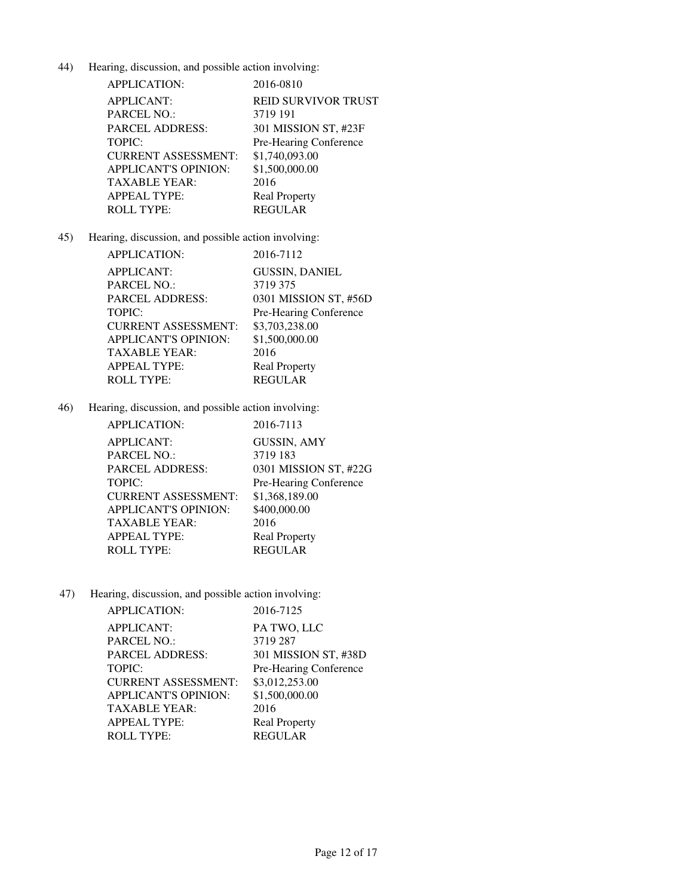44) Hearing, discussion, and possible action involving:

| | |
|---|---|
| APPLICATION: | 2016-0810 |
| APPLICANT: | REID SURVIVOR TRUST |
| PARCEL NO.: | 3719 191 |
| PARCEL ADDRESS: | 301 MISSION ST, #23F |
| TOPIC: | Pre-Hearing Conference |
| CURRENT ASSESSMENT: | $1,740,093.00 |
| APPLICANT'S OPINION: | $1,500,000.00 |
| TAXABLE YEAR: | 2016 |
| APPEAL TYPE: | Real Property |
| ROLL TYPE: | REGULAR |

45) Hearing, discussion, and possible action involving:

| | |
|---|---|
| APPLICATION: | 2016-7112 |
| APPLICANT: | GUSSIN, DANIEL |
| PARCEL NO.: | 3719 375 |
| PARCEL ADDRESS: | 0301 MISSION ST, #56D |
| TOPIC: | Pre-Hearing Conference |
| CURRENT ASSESSMENT: | $3,703,238.00 |
| APPLICANT'S OPINION: | $1,500,000.00 |
| TAXABLE YEAR: | 2016 |
| APPEAL TYPE: | Real Property |
| ROLL TYPE: | REGULAR |

46) Hearing, discussion, and possible action involving:

| | |
|---|---|
| APPLICATION: | 2016-7113 |
| APPLICANT: | GUSSIN, AMY |
| PARCEL NO.: | 3719 183 |
| PARCEL ADDRESS: | 0301 MISSION ST, #22G |
| TOPIC: | Pre-Hearing Conference |
| CURRENT ASSESSMENT: | $1,368,189.00 |
| APPLICANT'S OPINION: | $400,000.00 |
| TAXABLE YEAR: | 2016 |
| APPEAL TYPE: | Real Property |
| ROLL TYPE: | REGULAR |

47) Hearing, discussion, and possible action involving:

| | |
|---|---|
| APPLICATION: | 2016-7125 |
| APPLICANT: | PA TWO, LLC |
| PARCEL NO.: | 3719 287 |
| PARCEL ADDRESS: | 301 MISSION ST, #38D |
| TOPIC: | Pre-Hearing Conference |
| CURRENT ASSESSMENT: | $3,012,253.00 |
| APPLICANT'S OPINION: | $1,500,000.00 |
| TAXABLE YEAR: | 2016 |
| APPEAL TYPE: | Real Property |
| ROLL TYPE: | REGULAR |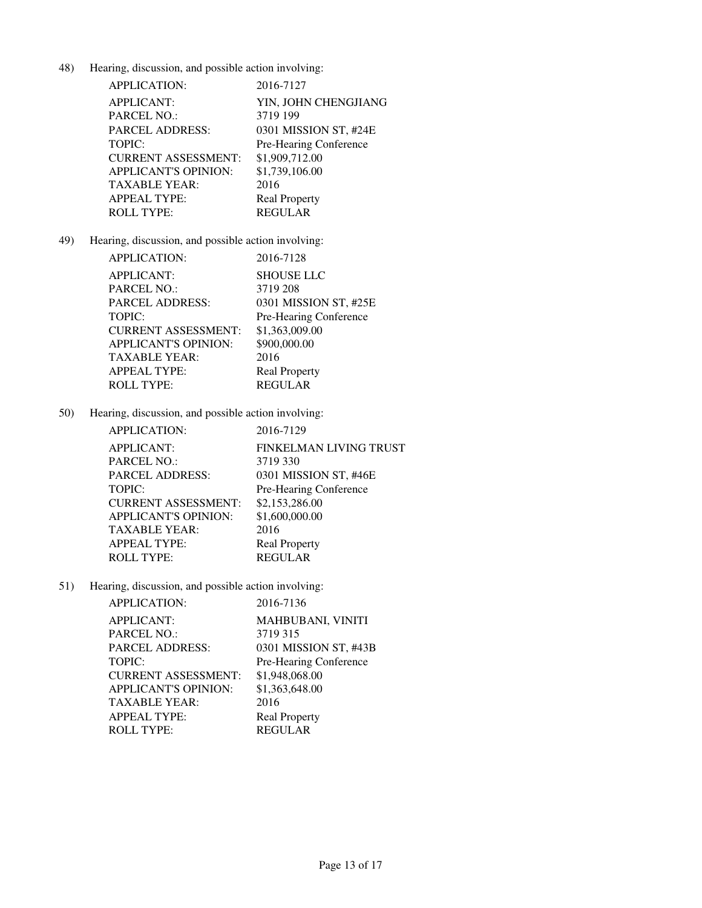48) Hearing, discussion, and possible action involving:

| | |
|---|---|
| APPLICATION: | 2016-7127 |
| APPLICANT: | YIN, JOHN CHENGJIANG |
| PARCEL NO.: | 3719 199 |
| PARCEL ADDRESS: | 0301 MISSION ST, #24E |
| TOPIC: | Pre-Hearing Conference |
| CURRENT ASSESSMENT: | $1,909,712.00 |
| APPLICANT'S OPINION: | $1,739,106.00 |
| TAXABLE YEAR: | 2016 |
| APPEAL TYPE: | Real Property |
| ROLL TYPE: | REGULAR |

49) Hearing, discussion, and possible action involving:

| | |
|---|---|
| APPLICATION: | 2016-7128 |
| APPLICANT: | SHOUSE LLC |
| PARCEL NO.: | 3719 208 |
| PARCEL ADDRESS: | 0301 MISSION ST, #25E |
| TOPIC: | Pre-Hearing Conference |
| CURRENT ASSESSMENT: | $1,363,009.00 |
| APPLICANT'S OPINION: | $900,000.00 |
| TAXABLE YEAR: | 2016 |
| APPEAL TYPE: | Real Property |
| ROLL TYPE: | REGULAR |

50) Hearing, discussion, and possible action involving:

| | |
|---|---|
| APPLICATION: | 2016-7129 |
| APPLICANT: | FINKELMAN LIVING TRUST |
| PARCEL NO.: | 3719 330 |
| PARCEL ADDRESS: | 0301 MISSION ST, #46E |
| TOPIC: | Pre-Hearing Conference |
| CURRENT ASSESSMENT: | $2,153,286.00 |
| APPLICANT'S OPINION: | $1,600,000.00 |
| TAXABLE YEAR: | 2016 |
| APPEAL TYPE: | Real Property |
| ROLL TYPE: | REGULAR |

51) Hearing, discussion, and possible action involving:

| | |
|---|---|
| APPLICATION: | 2016-7136 |
| APPLICANT: | MAHBUBANI, VINITI |
| PARCEL NO.: | 3719 315 |
| PARCEL ADDRESS: | 0301 MISSION ST, #43B |
| TOPIC: | Pre-Hearing Conference |
| CURRENT ASSESSMENT: | $1,948,068.00 |
| APPLICANT'S OPINION: | $1,363,648.00 |
| TAXABLE YEAR: | 2016 |
| APPEAL TYPE: | Real Property |
| ROLL TYPE: | REGULAR |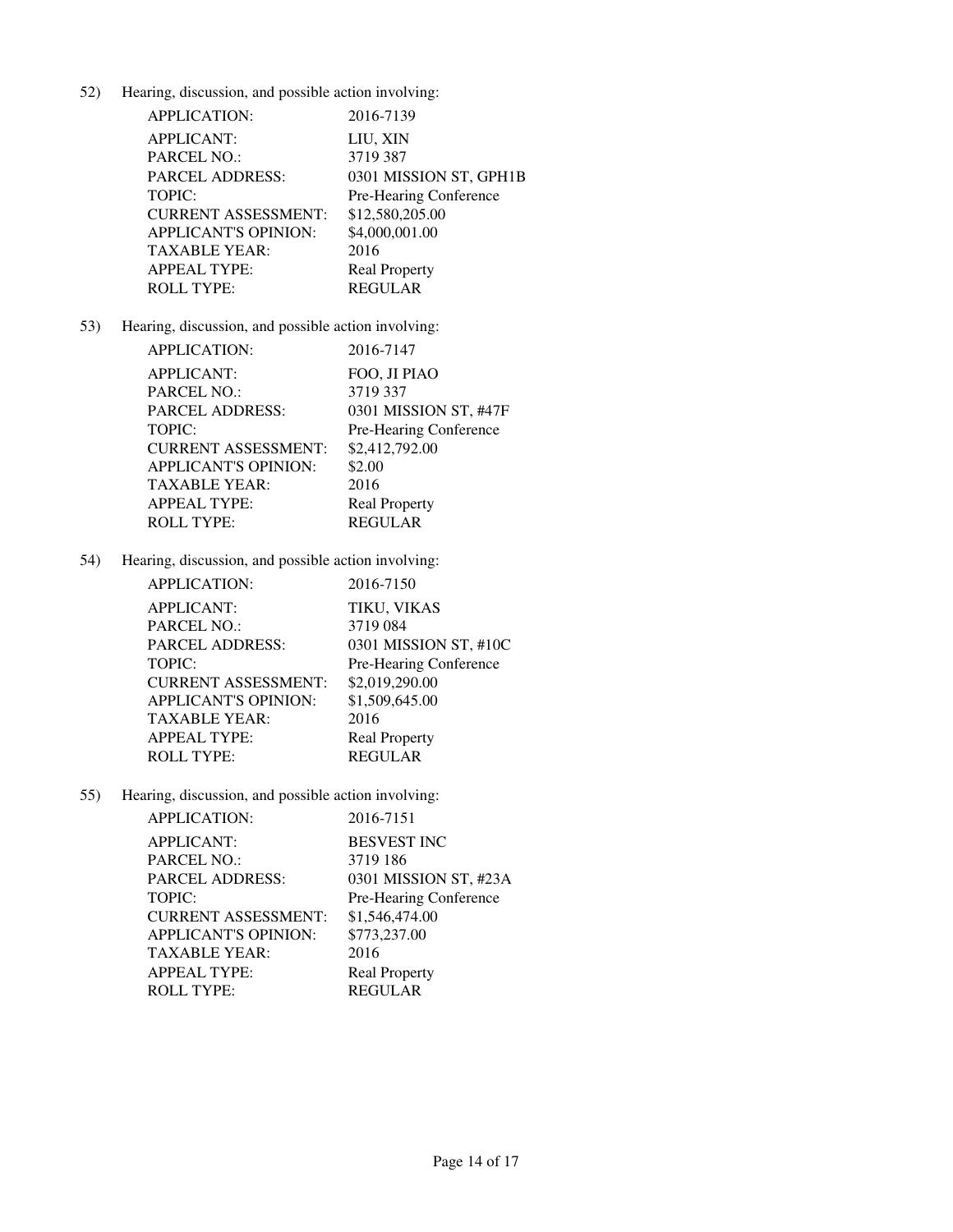52) Hearing, discussion, and possible action involving:

| | |
|---|---|
| APPLICATION: | 2016-7139 |
| APPLICANT: | LIU, XIN |
| PARCEL NO.: | 3719 387 |
| PARCEL ADDRESS: | 0301 MISSION ST, GPH1B |
| TOPIC: | Pre-Hearing Conference |
| CURRENT ASSESSMENT: | $12,580,205.00 |
| APPLICANT'S OPINION: | $4,000,001.00 |
| TAXABLE YEAR: | 2016 |
| APPEAL TYPE: | Real Property |
| ROLL TYPE: | REGULAR |

53) Hearing, discussion, and possible action involving:

| | |
|---|---|
| APPLICATION: | 2016-7147 |
| APPLICANT: | FOO, JI PIAO |
| PARCEL NO.: | 3719 337 |
| PARCEL ADDRESS: | 0301 MISSION ST, #47F |
| TOPIC: | Pre-Hearing Conference |
| CURRENT ASSESSMENT: | $2,412,792.00 |
| APPLICANT'S OPINION: | $2.00 |
| TAXABLE YEAR: | 2016 |
| APPEAL TYPE: | Real Property |
| ROLL TYPE: | REGULAR |

54) Hearing, discussion, and possible action involving:

| | |
|---|---|
| APPLICATION: | 2016-7150 |
| APPLICANT: | TIKU, VIKAS |
| PARCEL NO.: | 3719 084 |
| PARCEL ADDRESS: | 0301 MISSION ST, #10C |
| TOPIC: | Pre-Hearing Conference |
| CURRENT ASSESSMENT: | $2,019,290.00 |
| APPLICANT'S OPINION: | $1,509,645.00 |
| TAXABLE YEAR: | 2016 |
| APPEAL TYPE: | Real Property |
| ROLL TYPE: | REGULAR |

55) Hearing, discussion, and possible action involving:

| | |
|---|---|
| APPLICATION: | 2016-7151 |
| APPLICANT: | BESVEST INC |
| PARCEL NO.: | 3719 186 |
| PARCEL ADDRESS: | 0301 MISSION ST, #23A |
| TOPIC: | Pre-Hearing Conference |
| CURRENT ASSESSMENT: | $1,546,474.00 |
| APPLICANT'S OPINION: | $773,237.00 |
| TAXABLE YEAR: | 2016 |
| APPEAL TYPE: | Real Property |
| ROLL TYPE: | REGULAR |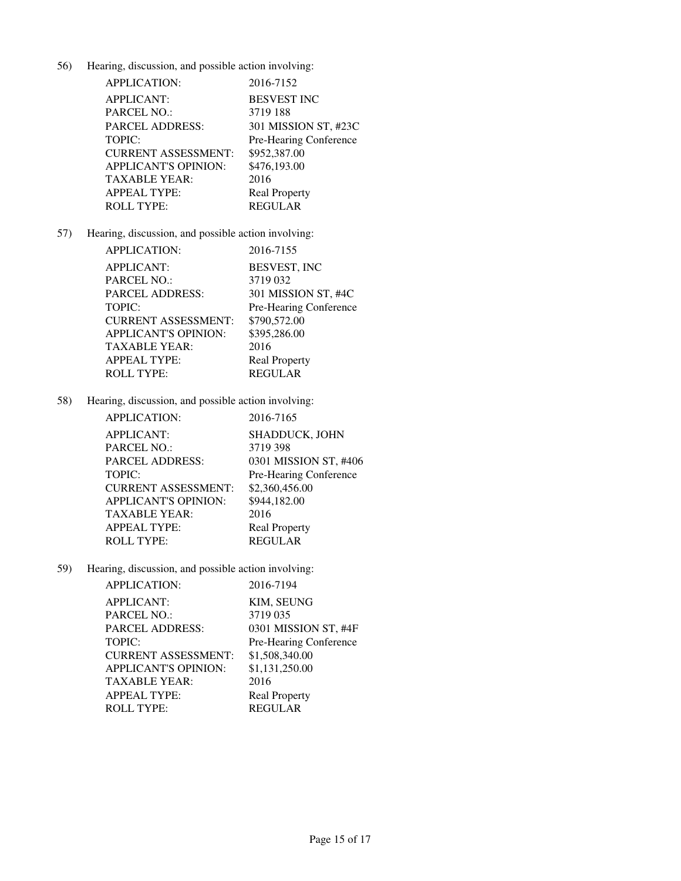56) Hearing, discussion, and possible action involving:

| | |
|---|---|
| APPLICATION: | 2016-7152 |
| APPLICANT: | BESVEST INC |
| PARCEL NO.: | 3719 188 |
| PARCEL ADDRESS: | 301 MISSION ST, #23C |
| TOPIC: | Pre-Hearing Conference |
| CURRENT ASSESSMENT: | $952,387.00 |
| APPLICANT'S OPINION: | $476,193.00 |
| TAXABLE YEAR: | 2016 |
| APPEAL TYPE: | Real Property |
| ROLL TYPE: | REGULAR |

57) Hearing, discussion, and possible action involving:

| | |
|---|---|
| APPLICATION: | 2016-7155 |
| APPLICANT: | BESVEST, INC |
| PARCEL NO.: | 3719 032 |
| PARCEL ADDRESS: | 301 MISSION ST, #4C |
| TOPIC: | Pre-Hearing Conference |
| CURRENT ASSESSMENT: | $790,572.00 |
| APPLICANT'S OPINION: | $395,286.00 |
| TAXABLE YEAR: | 2016 |
| APPEAL TYPE: | Real Property |
| ROLL TYPE: | REGULAR |

58) Hearing, discussion, and possible action involving:

| | |
|---|---|
| APPLICATION: | 2016-7165 |
| APPLICANT: | SHADDUCK, JOHN |
| PARCEL NO.: | 3719 398 |
| PARCEL ADDRESS: | 0301 MISSION ST, #406 |
| TOPIC: | Pre-Hearing Conference |
| CURRENT ASSESSMENT: | $2,360,456.00 |
| APPLICANT'S OPINION: | $944,182.00 |
| TAXABLE YEAR: | 2016 |
| APPEAL TYPE: | Real Property |
| ROLL TYPE: | REGULAR |

59) Hearing, discussion, and possible action involving:

| | |
|---|---|
| APPLICATION: | 2016-7194 |
| APPLICANT: | KIM, SEUNG |
| PARCEL NO.: | 3719 035 |
| PARCEL ADDRESS: | 0301 MISSION ST, #4F |
| TOPIC: | Pre-Hearing Conference |
| CURRENT ASSESSMENT: | $1,508,340.00 |
| APPLICANT'S OPINION: | $1,131,250.00 |
| TAXABLE YEAR: | 2016 |
| APPEAL TYPE: | Real Property |
| ROLL TYPE: | REGULAR |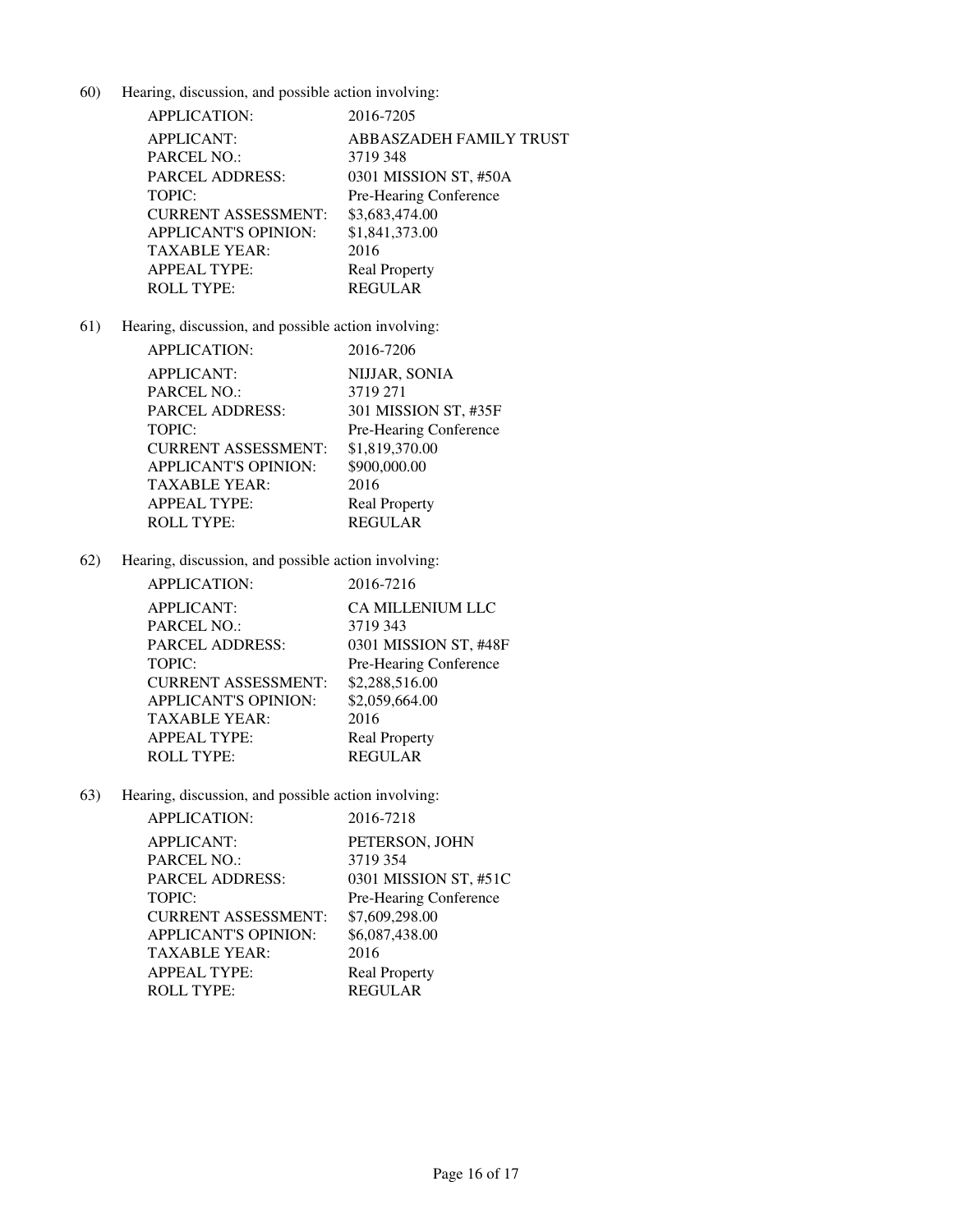60) Hearing, discussion, and possible action involving:

| | |
|---|---|
| APPLICATION: | 2016-7205 |
| APPLICANT: | ABBASZADEH FAMILY TRUST |
| PARCEL NO.: | 3719 348 |
| PARCEL ADDRESS: | 0301 MISSION ST, #50A |
| TOPIC: | Pre-Hearing Conference |
| CURRENT ASSESSMENT: | \$3,683,474.00 |
| APPLICANT'S OPINION: | \$1,841,373.00 |
| TAXABLE YEAR: | 2016 |
| APPEAL TYPE: | Real Property |
| ROLL TYPE: | REGULAR |

61) Hearing, discussion, and possible action involving:

| | |
|---|---|
| APPLICATION: | 2016-7206 |
| APPLICANT: | NIJJAR, SONIA |
| PARCEL NO.: | 3719 271 |
| PARCEL ADDRESS: | 301 MISSION ST, #35F |
| TOPIC: | Pre-Hearing Conference |
| CURRENT ASSESSMENT: | \$1,819,370.00 |
| APPLICANT'S OPINION: | \$900,000.00 |
| TAXABLE YEAR: | 2016 |
| APPEAL TYPE: | Real Property |
| ROLL TYPE: | REGULAR |

62) Hearing, discussion, and possible action involving:

| | |
|---|---|
| APPLICATION: | 2016-7216 |
| APPLICANT: | CA MILLENIUM LLC |
| PARCEL NO.: | 3719 343 |
| PARCEL ADDRESS: | 0301 MISSION ST, #48F |
| TOPIC: | Pre-Hearing Conference |
| CURRENT ASSESSMENT: | \$2,288,516.00 |
| APPLICANT'S OPINION: | \$2,059,664.00 |
| TAXABLE YEAR: | 2016 |
| APPEAL TYPE: | Real Property |
| ROLL TYPE: | REGULAR |

63) Hearing, discussion, and possible action involving:

| | |
|---|---|
| APPLICATION: | 2016-7218 |
| APPLICANT: | PETERSON, JOHN |
| PARCEL NO.: | 3719 354 |
| PARCEL ADDRESS: | 0301 MISSION ST, #51C |
| TOPIC: | Pre-Hearing Conference |
| CURRENT ASSESSMENT: | \$7,609,298.00 |
| APPLICANT'S OPINION: | \$6,087,438.00 |
| TAXABLE YEAR: | 2016 |
| APPEAL TYPE: | Real Property |
| ROLL TYPE: | REGULAR |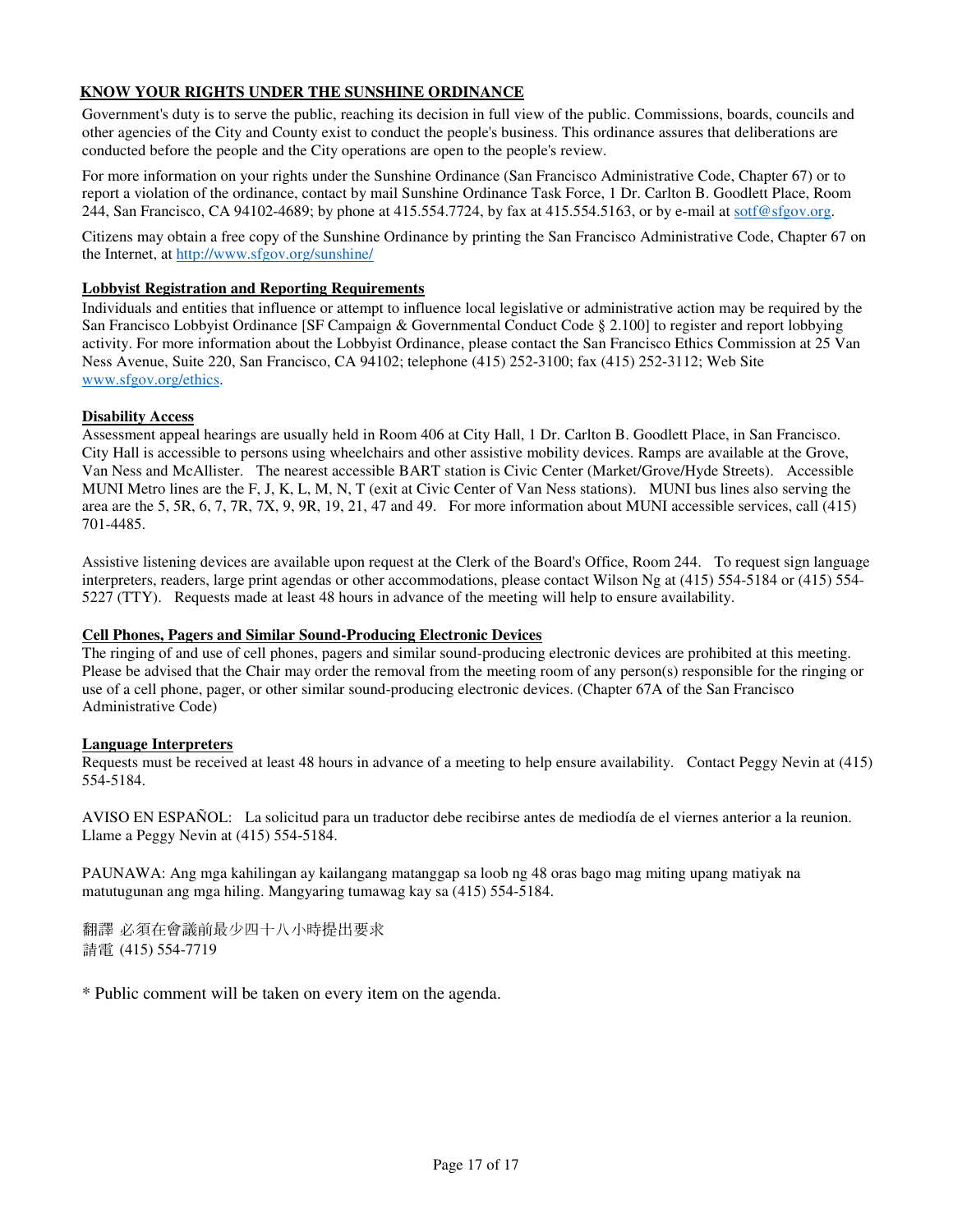## KNOW YOUR RIGHTS UNDER THE SUNSHINE ORDINANCE

Government's duty is to serve the public, reaching its decision in full view of the public. Commissions, boards, councils and other agencies of the City and County exist to conduct the people's business. This ordinance assures that deliberations are conducted before the people and the City operations are open to the people's review.

For more information on your rights under the Sunshine Ordinance (San Francisco Administrative Code, Chapter 67) or to report a violation of the ordinance, contact by mail Sunshine Ordinance Task Force, 1 Dr. Carlton B. Goodlett Place, Room 244, San Francisco, CA 94102-4689; by phone at 415.554.7724, by fax at 415.554.5163, or by e-mail at sotf@sfgov.org.

Citizens may obtain a free copy of the Sunshine Ordinance by printing the San Francisco Administrative Code, Chapter 67 on the Internet, at http://www.sfgov.org/sunshine/

### Lobbyist Registration and Reporting Requirements

Individuals and entities that influence or attempt to influence local legislative or administrative action may be required by the San Francisco Lobbyist Ordinance [SF Campaign & Governmental Conduct Code § 2.100] to register and report lobbying activity. For more information about the Lobbyist Ordinance, please contact the San Francisco Ethics Commission at 25 Van Ness Avenue, Suite 220, San Francisco, CA 94102; telephone (415) 252-3100; fax (415) 252-3112; Web Site www.sfgov.org/ethics.

### Disability Access

Assessment appeal hearings are usually held in Room 406 at City Hall, 1 Dr. Carlton B. Goodlett Place, in San Francisco. City Hall is accessible to persons using wheelchairs and other assistive mobility devices. Ramps are available at the Grove, Van Ness and McAllister. The nearest accessible BART station is Civic Center (Market/Grove/Hyde Streets). Accessible MUNI Metro lines are the F, J, K, L, M, N, T (exit at Civic Center of Van Ness stations). MUNI bus lines also serving the area are the 5, 5R, 6, 7, 7R, 7X, 9, 9R, 19, 21, 47 and 49. For more information about MUNI accessible services, call (415) 701-4485.

Assistive listening devices are available upon request at the Clerk of the Board's Office, Room 244. To request sign language interpreters, readers, large print agendas or other accommodations, please contact Wilson Ng at (415) 554-5184 or (415) 554-5227 (TTY). Requests made at least 48 hours in advance of the meeting will help to ensure availability.

### Cell Phones, Pagers and Similar Sound-Producing Electronic Devices

The ringing of and use of cell phones, pagers and similar sound-producing electronic devices are prohibited at this meeting. Please be advised that the Chair may order the removal from the meeting room of any person(s) responsible for the ringing or use of a cell phone, pager, or other similar sound-producing electronic devices. (Chapter 67A of the San Francisco Administrative Code)

### Language Interpreters

Requests must be received at least 48 hours in advance of a meeting to help ensure availability. Contact Peggy Nevin at (415) 554-5184.

AVISO EN ESPAÑOL: La solicitud para un traductor debe recibirse antes de mediodía de el viernes anterior a la reunion. Llame a Peggy Nevin at (415) 554-5184.

PAUNAWA: Ang mga kahilingan ay kailangang matanggap sa loob ng 48 oras bago mag miting upang matiyak na matutugunan ang mga hiling. Mangyaring tumawag kay sa (415) 554-5184.

翻譯 必須在會議前最少四十八小時提出要求
請電 (415) 554-7719

* Public comment will be taken on every item on the agenda.